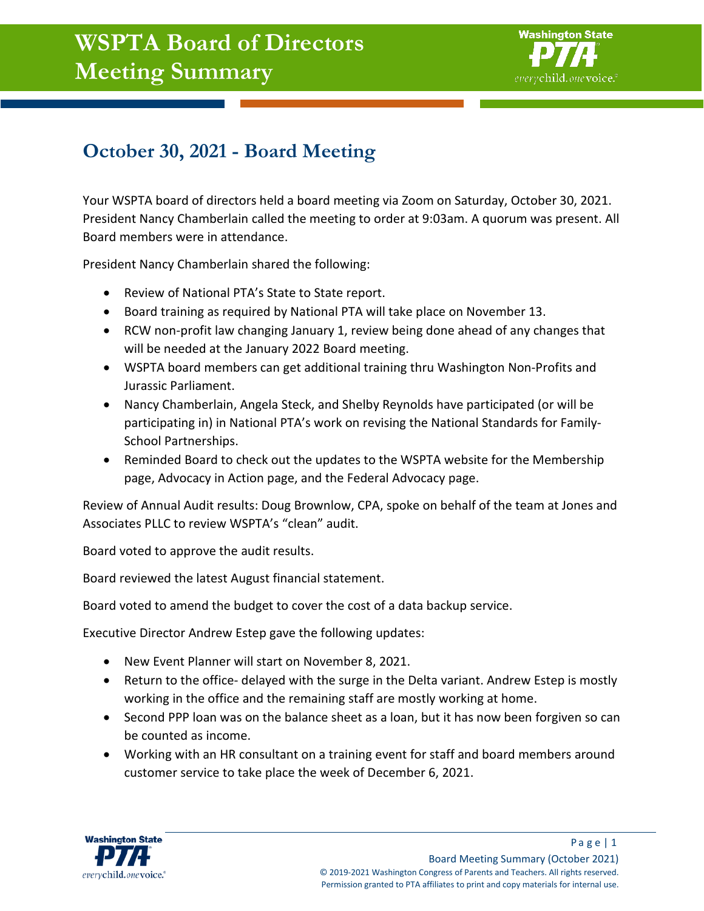# WSPTA Board of Directors Meeting Summary

## October 30, 2021 - Board Meeting

Your WSPTA board of directors held a board meeting via Zoom on Saturday, October 30, 2021. President Nancy Chamberlain called the meeting to order at 9:03am. A quorum was present. All Board members were in attendance.

President Nancy Chamberlain shared the following:

- Review of National PTA's State to State report.
- Board training as required by National PTA will take place on November 13.
- RCW non-profit law changing January 1, review being done ahead of any changes that will be needed at the January 2022 Board meeting.
- WSPTA board members can get additional training thru Washington Non-Profits and Jurassic Parliament.
- Nancy Chamberlain, Angela Steck, and Shelby Reynolds have participated (or will be participating in) in National PTA's work on revising the National Standards for Family-School Partnerships.
- Reminded Board to check out the updates to the WSPTA website for the Membership page, Advocacy in Action page, and the Federal Advocacy page.

Review of Annual Audit results: Doug Brownlow, CPA, spoke on behalf of the team at Jones and Associates PLLC to review WSPTA's "clean" audit.

Board voted to approve the audit results.

Board reviewed the latest August financial statement.

Board voted to amend the budget to cover the cost of a data backup service.

Executive Director Andrew Estep gave the following updates:

- New Event Planner will start on November 8, 2021.
- Return to the office- delayed with the surge in the Delta variant. Andrew Estep is mostly working in the office and the remaining staff are mostly working at home.
- Second PPP loan was on the balance sheet as a loan, but it has now been forgiven so can be counted as income.
- Working with an HR consultant on a training event for staff and board members around customer service to take place the week of December 6, 2021.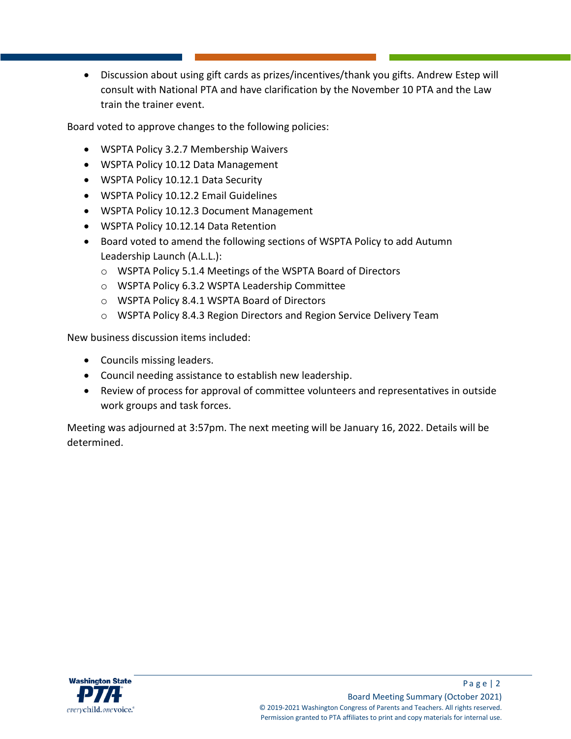- Discussion about using gift cards as prizes/incentives/thank you gifts. Andrew Estep will consult with National PTA and have clarification by the November 10 PTA and the Law train the trainer event.

Board voted to approve changes to the following policies:

- WSPTA Policy 3.2.7 Membership Waivers
- WSPTA Policy 10.12 Data Management
- WSPTA Policy 10.12.1 Data Security
- WSPTA Policy 10.12.2 Email Guidelines
- WSPTA Policy 10.12.3 Document Management
- WSPTA Policy 10.12.14 Data Retention
- Board voted to amend the following sections of WSPTA Policy to add Autumn Leadership Launch (A.L.L.):
  - WSPTA Policy 5.1.4 Meetings of the WSPTA Board of Directors
  - WSPTA Policy 6.3.2 WSPTA Leadership Committee
  - WSPTA Policy 8.4.1 WSPTA Board of Directors
  - WSPTA Policy 8.4.3 Region Directors and Region Service Delivery Team

New business discussion items included:

- Councils missing leaders.
- Council needing assistance to establish new leadership.
- Review of process for approval of committee volunteers and representatives in outside work groups and task forces.

Meeting was adjourned at 3:57pm. The next meeting will be January 16, 2022. Details will be determined.